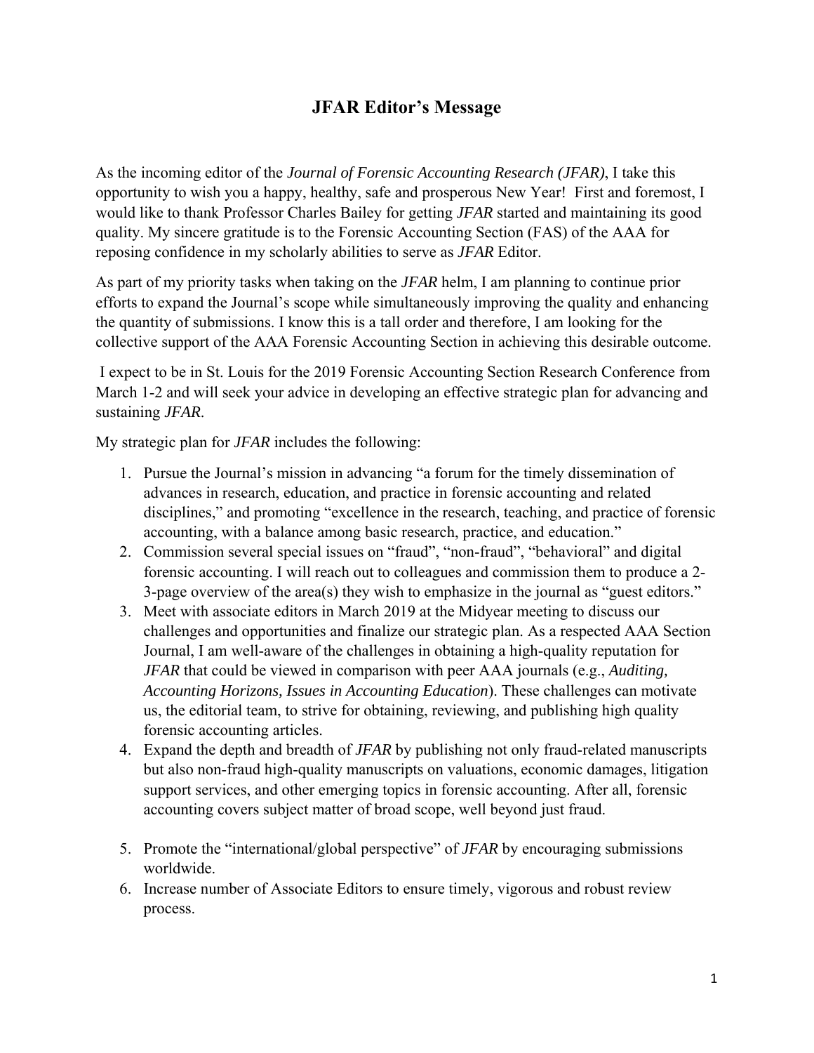# JFAR Editor's Message

As the incoming editor of the *Journal of Forensic Accounting Research (JFAR)*, I take this opportunity to wish you a happy, healthy, safe and prosperous New Year! First and foremost, I would like to thank Professor Charles Bailey for getting *JFAR* started and maintaining its good quality. My sincere gratitude is to the Forensic Accounting Section (FAS) of the AAA for reposing confidence in my scholarly abilities to serve as *JFAR* Editor.

As part of my priority tasks when taking on the *JFAR* helm, I am planning to continue prior efforts to expand the Journal's scope while simultaneously improving the quality and enhancing the quantity of submissions. I know this is a tall order and therefore, I am looking for the collective support of the AAA Forensic Accounting Section in achieving this desirable outcome.

I expect to be in St. Louis for the 2019 Forensic Accounting Section Research Conference from March 1-2 and will seek your advice in developing an effective strategic plan for advancing and sustaining *JFAR*.

My strategic plan for *JFAR* includes the following:

1. Pursue the Journal's mission in advancing "a forum for the timely dissemination of advances in research, education, and practice in forensic accounting and related disciplines," and promoting "excellence in the research, teaching, and practice of forensic accounting, with a balance among basic research, practice, and education."
2. Commission several special issues on "fraud", "non-fraud", "behavioral" and digital forensic accounting. I will reach out to colleagues and commission them to produce a 2-3-page overview of the area(s) they wish to emphasize in the journal as "guest editors."
3. Meet with associate editors in March 2019 at the Midyear meeting to discuss our challenges and opportunities and finalize our strategic plan. As a respected AAA Section Journal, I am well-aware of the challenges in obtaining a high-quality reputation for *JFAR* that could be viewed in comparison with peer AAA journals (e.g., *Auditing, Accounting Horizons, Issues in Accounting Education*). These challenges can motivate us, the editorial team, to strive for obtaining, reviewing, and publishing high quality forensic accounting articles.
4. Expand the depth and breadth of *JFAR* by publishing not only fraud-related manuscripts but also non-fraud high-quality manuscripts on valuations, economic damages, litigation support services, and other emerging topics in forensic accounting. After all, forensic accounting covers subject matter of broad scope, well beyond just fraud.
5. Promote the "international/global perspective" of *JFAR* by encouraging submissions worldwide.
6. Increase number of Associate Editors to ensure timely, vigorous and robust review process.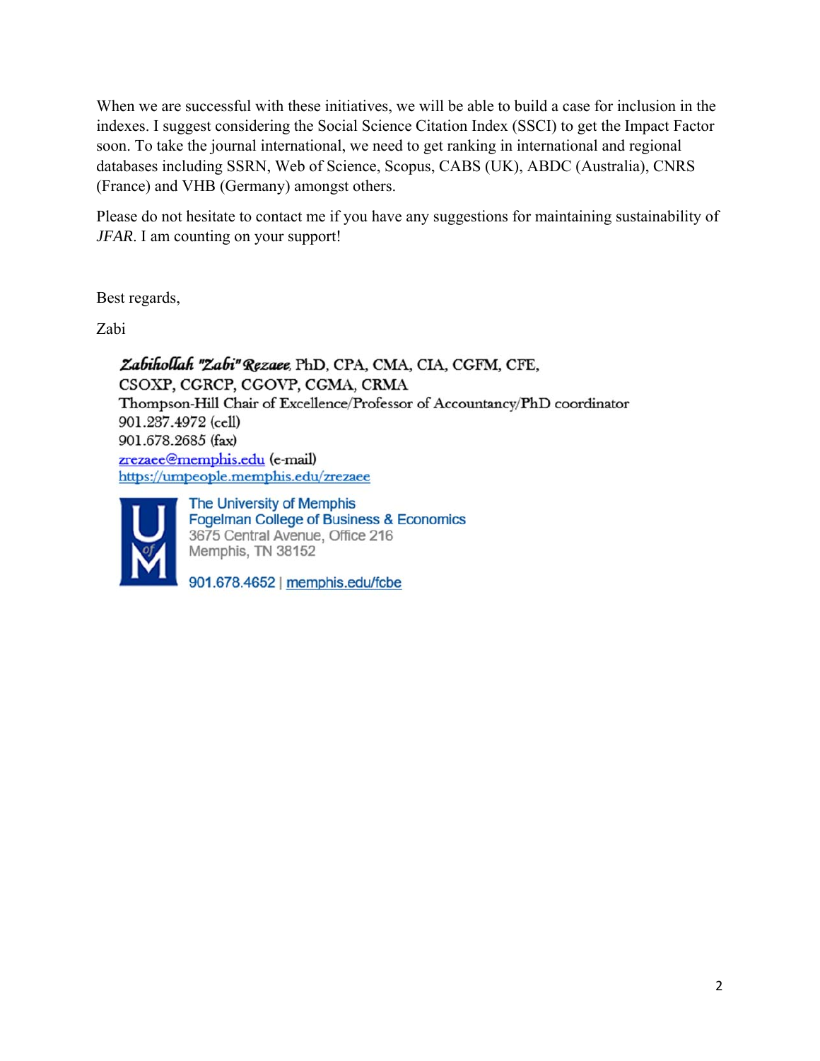When we are successful with these initiatives, we will be able to build a case for inclusion in the indexes. I suggest considering the Social Science Citation Index (SSCI) to get the Impact Factor soon. To take the journal international, we need to get ranking in international and regional databases including SSRN, Web of Science, Scopus, CABS (UK), ABDC (Australia), CNRS (France) and VHB (Germany) amongst others.

Please do not hesitate to contact me if you have any suggestions for maintaining sustainability of *JFAR*. I am counting on your support!

Best regards,

Zabi

*Zabihollah "Zabi" Rezaee*, PhD, CPA, CMA, CIA, CGFM, CFE, CSOXP, CGRCP, CGOVP, CGMA, CRMA
Thompson-Hill Chair of Excellence/Professor of Accountancy/PhD coordinator
901.237.4972 (cell)
901.678.2685 (fax)
zrezaee@memphis.edu (e-mail)
https://umpeople.memphis.edu/zrezaee

The University of Memphis
Fogelman College of Business & Economics
3675 Central Avenue, Office 216
Memphis, TN 38152

901.678.4652 | memphis.edu/fcbe